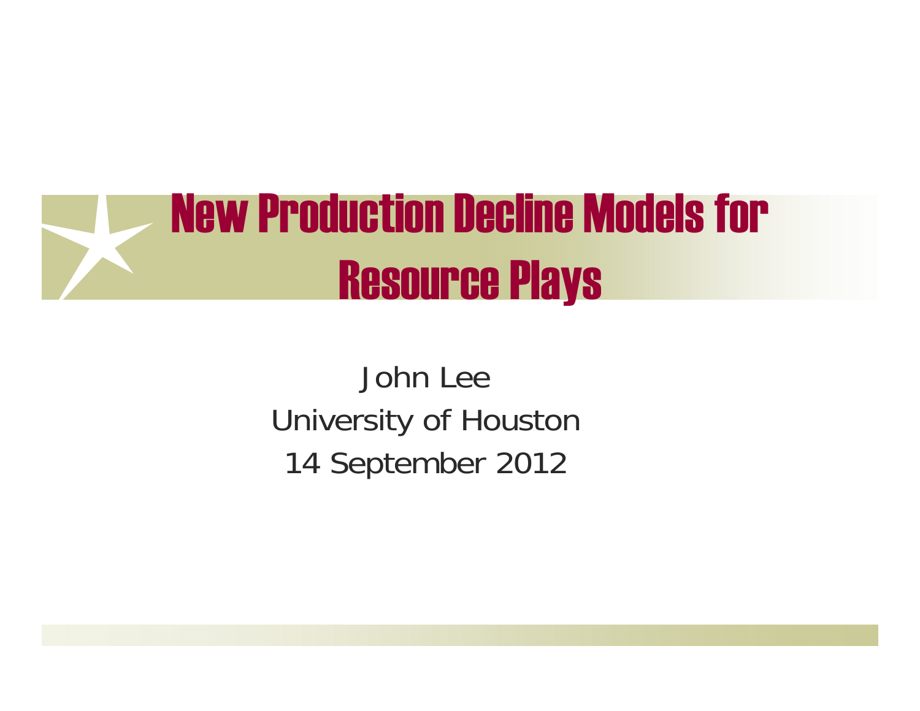# New Production Decline Models for Resource Plays

John Lee

University of Houston

14 September 2012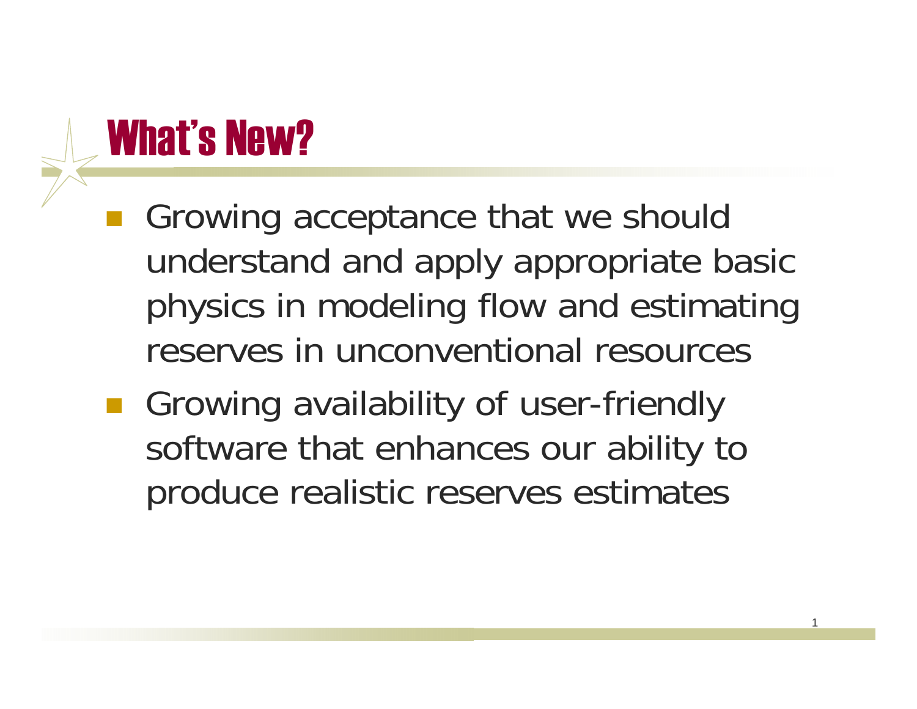# What's New?

- Growing acceptance that we should understand and apply appropriate basic physics in modeling flow and estimating reserves in unconventional resources
- Growing availability of user-friendly software that enhances our ability to produce realistic reserves estimates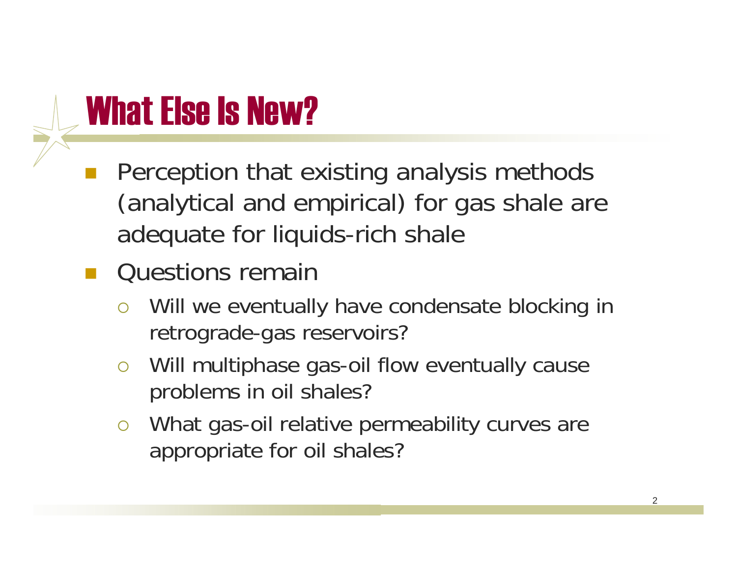# What Else Is New?

- Perception that existing analysis methods (analytical and empirical) for gas shale are adequate for liquids-rich shale
- Questions remain
  - Will we eventually have condensate blocking in retrograde-gas reservoirs?
  - Will multiphase gas-oil flow eventually cause problems in oil shales?
  - What gas-oil relative permeability curves are appropriate for oil shales?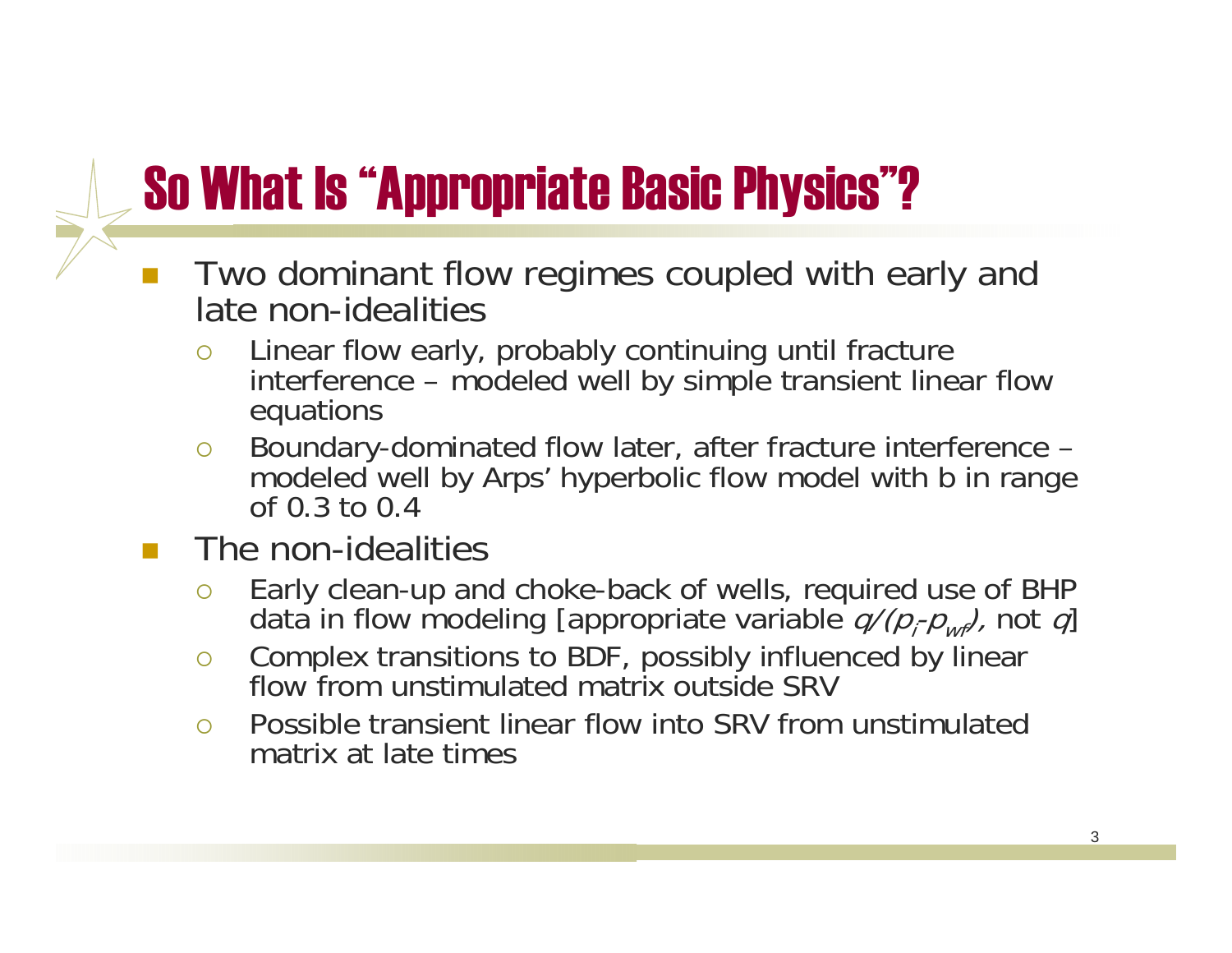# So What Is "Appropriate Basic Physics"?

- Two dominant flow regimes coupled with early and late non-idealities
  - Linear flow early, probably continuing until fracture interference – modeled well by simple transient linear flow equations
  - Boundary-dominated flow later, after fracture interference – modeled well by Arps' hyperbolic flow model with b in range of 0.3 to 0.4
- The non-idealities
  - Early clean-up and choke-back of wells, required use of BHP data in flow modeling [appropriate variable $q/(p_i-p_{wf})$, not $q$]
  - Complex transitions to BDF, possibly influenced by linear flow from unstimulated matrix outside SRV
  - Possible transient linear flow into SRV from unstimulated matrix at late times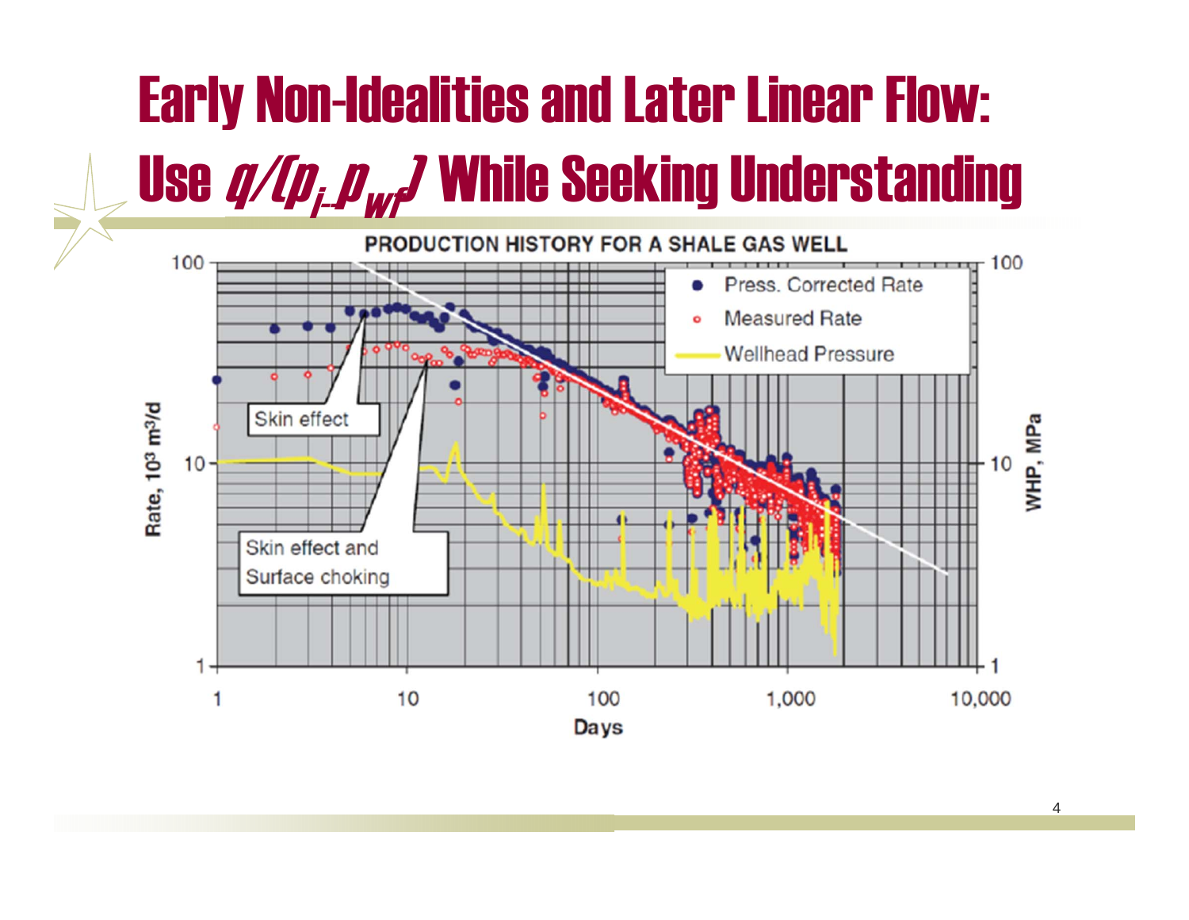# Early Non-Idealities and Later Linear Flow: Use $q/(p_i - p_{wf})$ While Seeking Understanding

PRODUCTION HISTORY FOR A SHALE GAS WELL

Press. Corrected Rate

Measured Rate

Wellhead Pressure

Skin effect

Skin effect and Surface choking

Rate, $10^3$ m$^3$/d

WHP, MPa

Days

100

10

1

1

10

100

1,000

10,000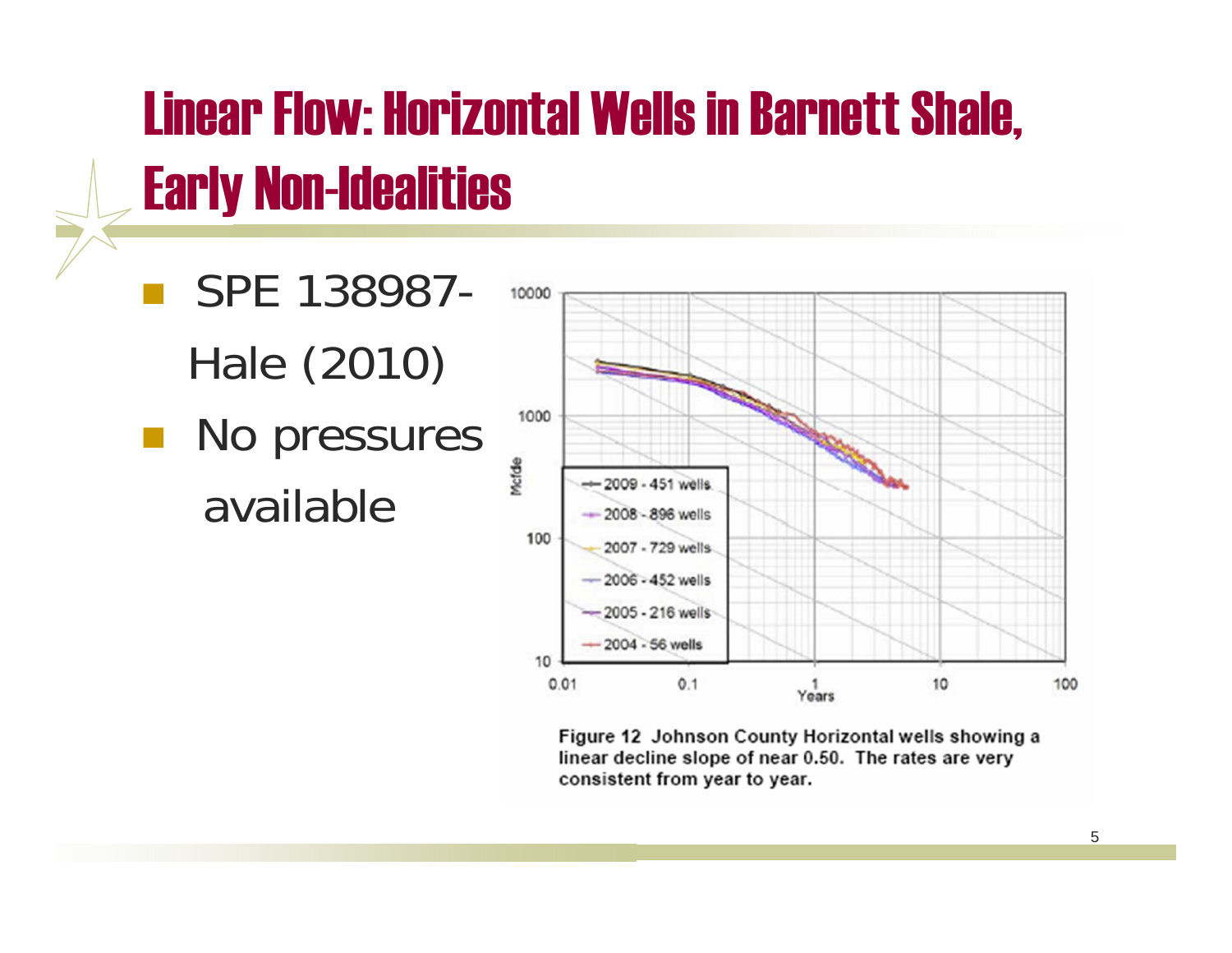# Linear Flow: Horizontal Wells in Barnett Shale, Early Non-Idealities

- SPE 138987- Hale (2010)
- No pressures available

10000

1000

100

10

Mcfde

0.01

0.1

1

Years

10

100

2009 - 451 wells

2008 - 896 wells

2007 - 729 wells

2006 - 452 wells

2005 - 216 wells

2004 - 56 wells

**Figure 12 Johnson County Horizontal wells showing a linear decline slope of near 0.50. The rates are very consistent from year to year.**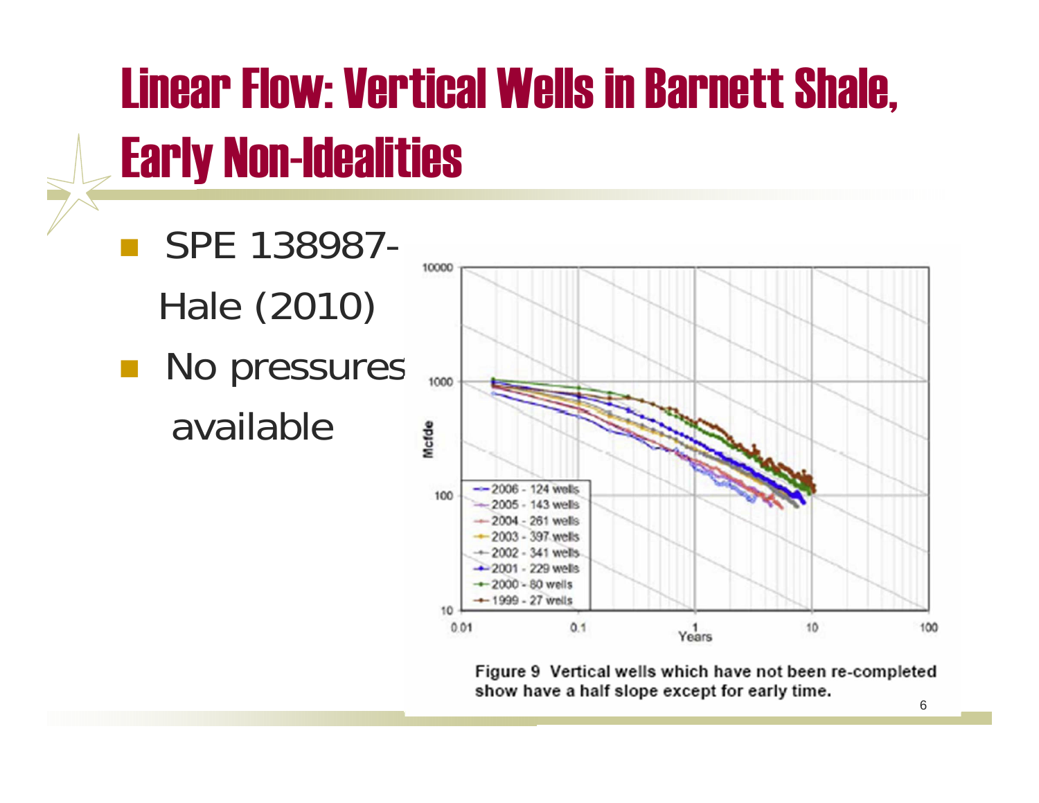# Linear Flow: Vertical Wells in Barnett Shale, Early Non-Idealities

- SPE 138987- Hale (2010)
- No pressures available

10000
1000
100
10
Mcfde
0.01
0.1
1
Years
10
100

2006 - 124 wells
2005 - 143 wells
2004 - 261 wells
2003 - 397 wells
2002 - 341 wells
2001 - 229 wells
2000 - 80 wells
1999 - 27 wells

**Figure 9 Vertical wells which have not been re-completed show have a half slope except for early time.**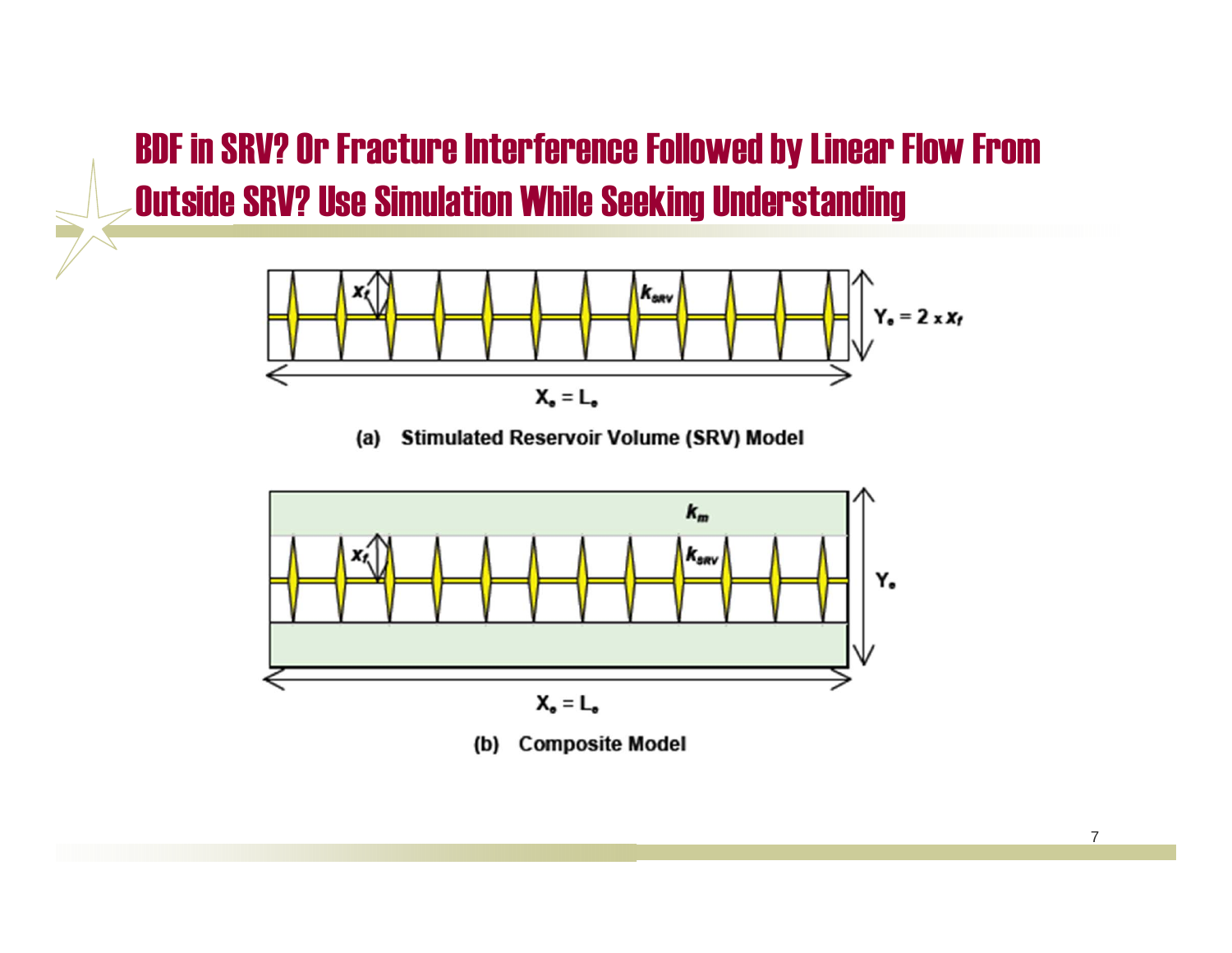## BDF in SRV? Or Fracture Interference Followed by Linear Flow From Outside SRV? Use Simulation While Seeking Understanding

$x_f$

$k_{SRV}$

$Y_e = 2 \times x_f$

$X_e = L_e$

(a) Stimulated Reservoir Volume (SRV) Model

$k_m$

$x_f$

$k_{SRV}$

$Y_e$

$X_e = L_e$

(b) Composite Model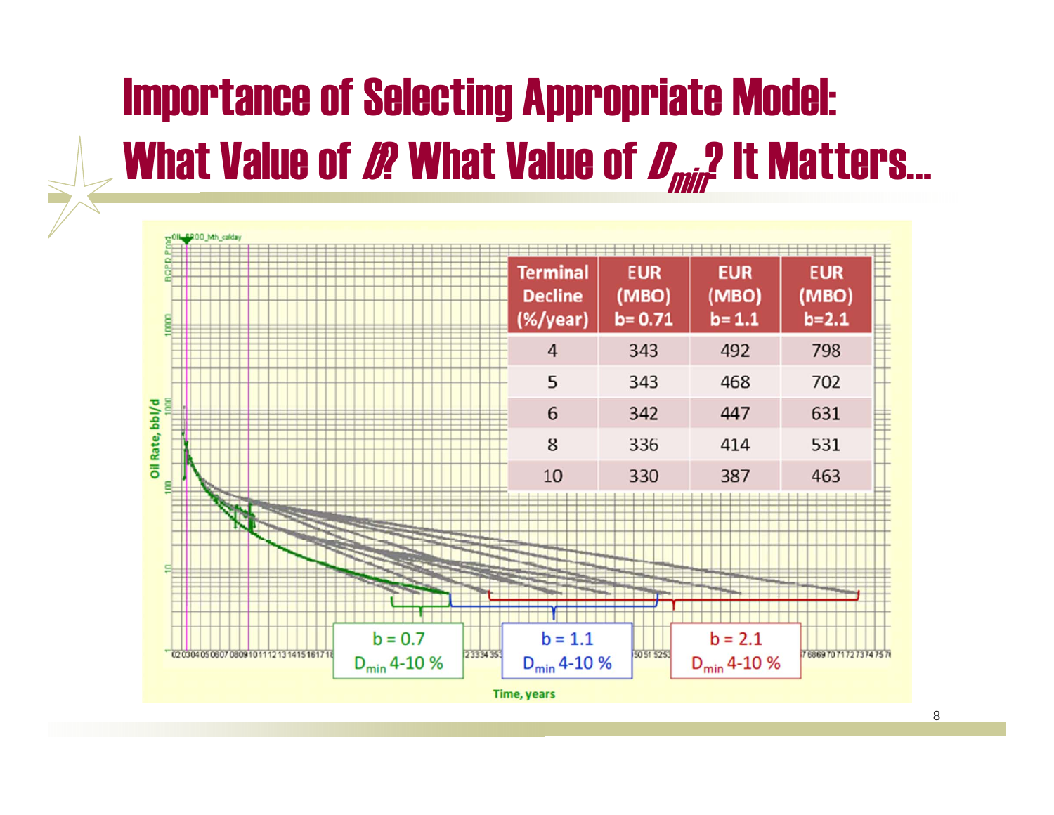# Importance of Selecting Appropriate Model: What Value of *b*? What Value of $D_{min}$? It Matters…

| Terminal Decline (%/year) | EUR (MBO) b= 0.71 | EUR (MBO) b= 1.1 | EUR (MBO) b=2.1 |
|---|---|---|---|
| 4 | 343 | 492 | 798 |
| 5 | 343 | 468 | 702 |
| 6 | 342 | 447 | 631 |
| 8 | 336 | 414 | 531 |
| 10 | 330 | 387 | 463 |

Oil Rate, bbl/d

Time, years

b = 0.7
$D_{min}$ 4-10 %

b = 1.1
$D_{min}$ 4-10 %

b = 2.1
$D_{min}$ 4-10 %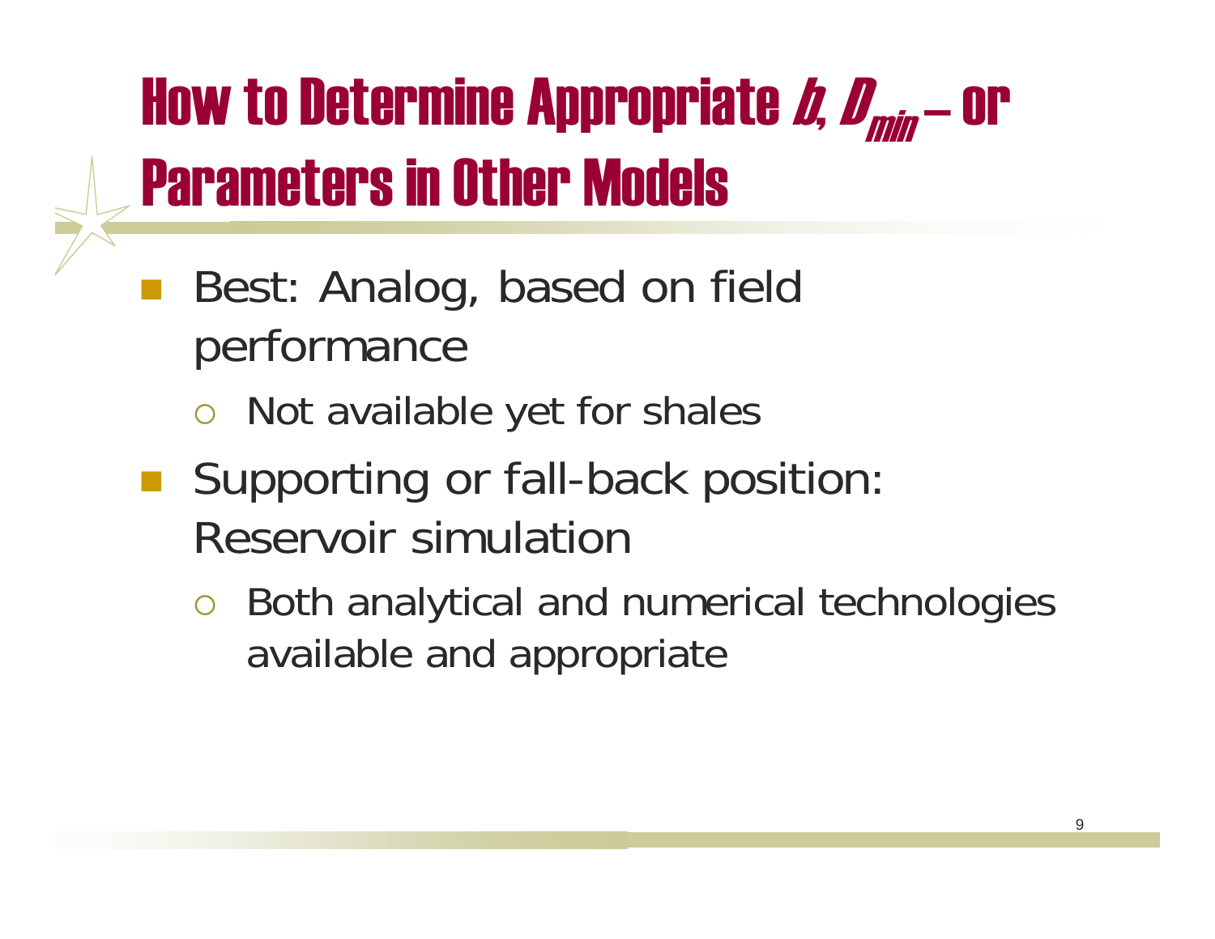# How to Determine Appropriate $b$, $D_{min}$ – or Parameters in Other Models

- Best: Analog, based on field performance
  - Not available yet for shales
- Supporting or fall-back position: Reservoir simulation
  - Both analytical and numerical technologies available and appropriate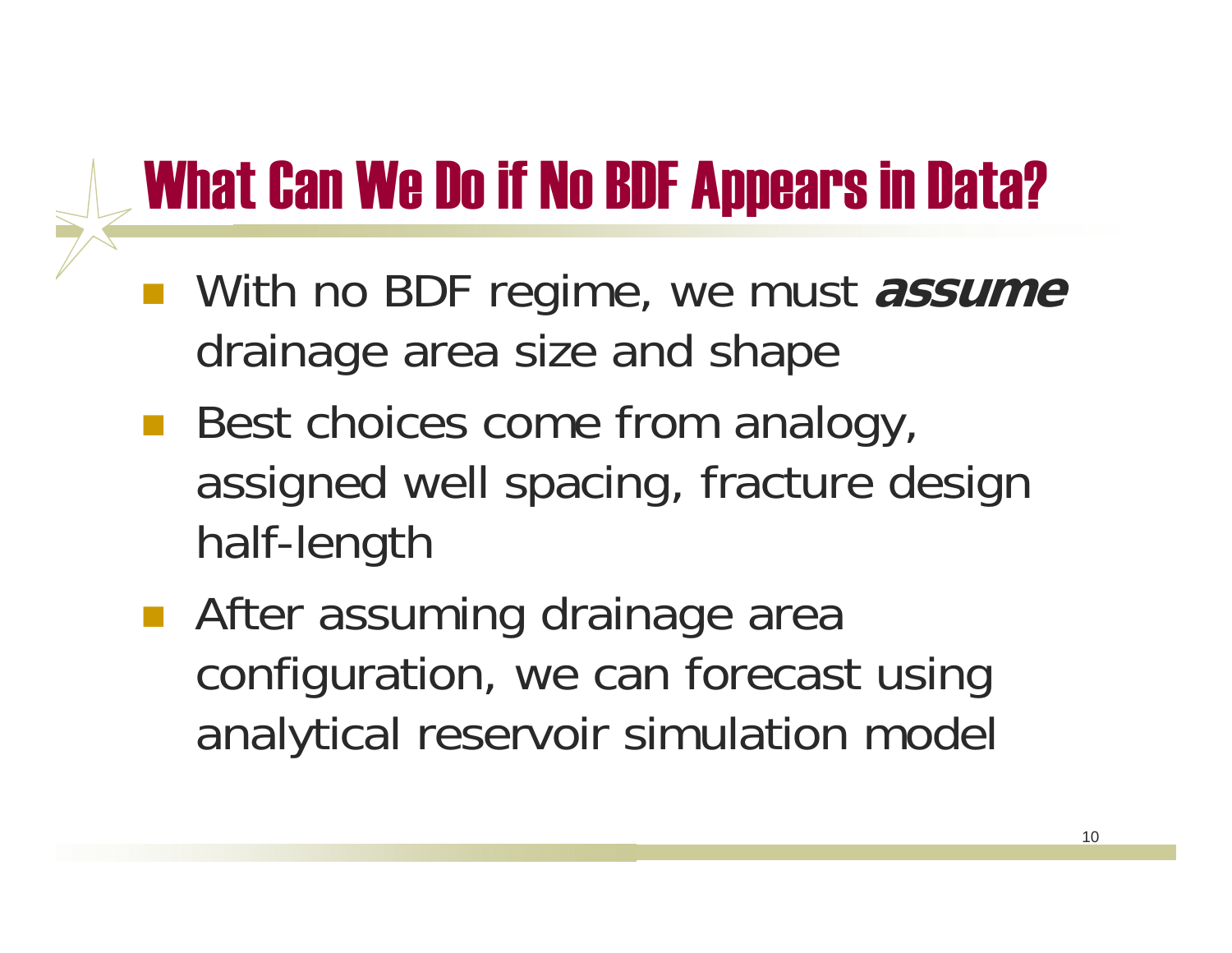# What Can We Do if No BDF Appears in Data?

- With no BDF regime, we must ***assume*** drainage area size and shape
- Best choices come from analogy, assigned well spacing, fracture design half-length
- After assuming drainage area configuration, we can forecast using analytical reservoir simulation model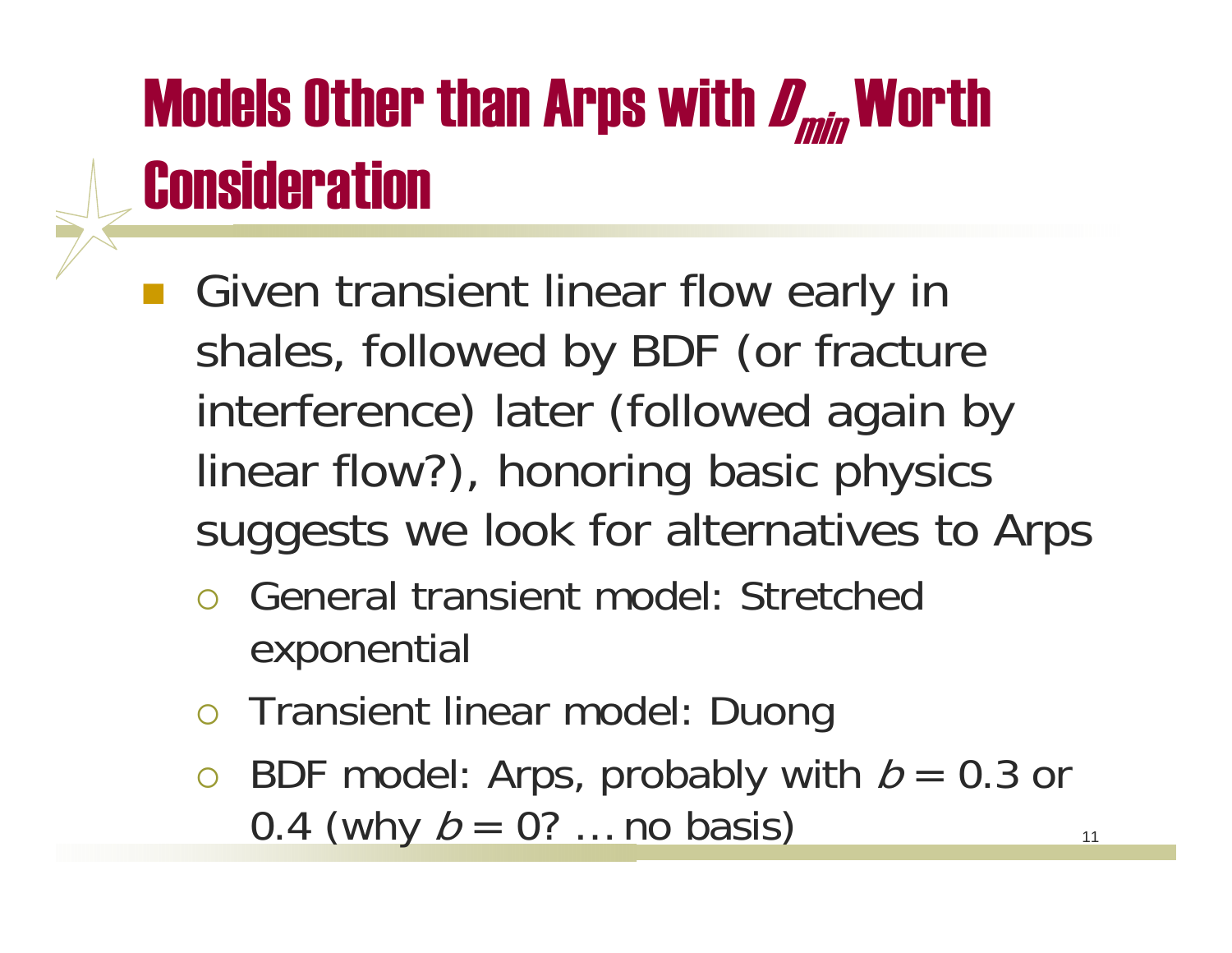# Models Other than Arps with $D_{min}$ Worth Consideration

- Given transient linear flow early in shales, followed by BDF (or fracture interference) later (followed again by linear flow?), honoring basic physics suggests we look for alternatives to Arps
  - General transient model: Stretched exponential
  - Transient linear model: Duong
  - BDF model: Arps, probably with $b = 0.3$ or $0.4$ (why $b = 0$? … no basis)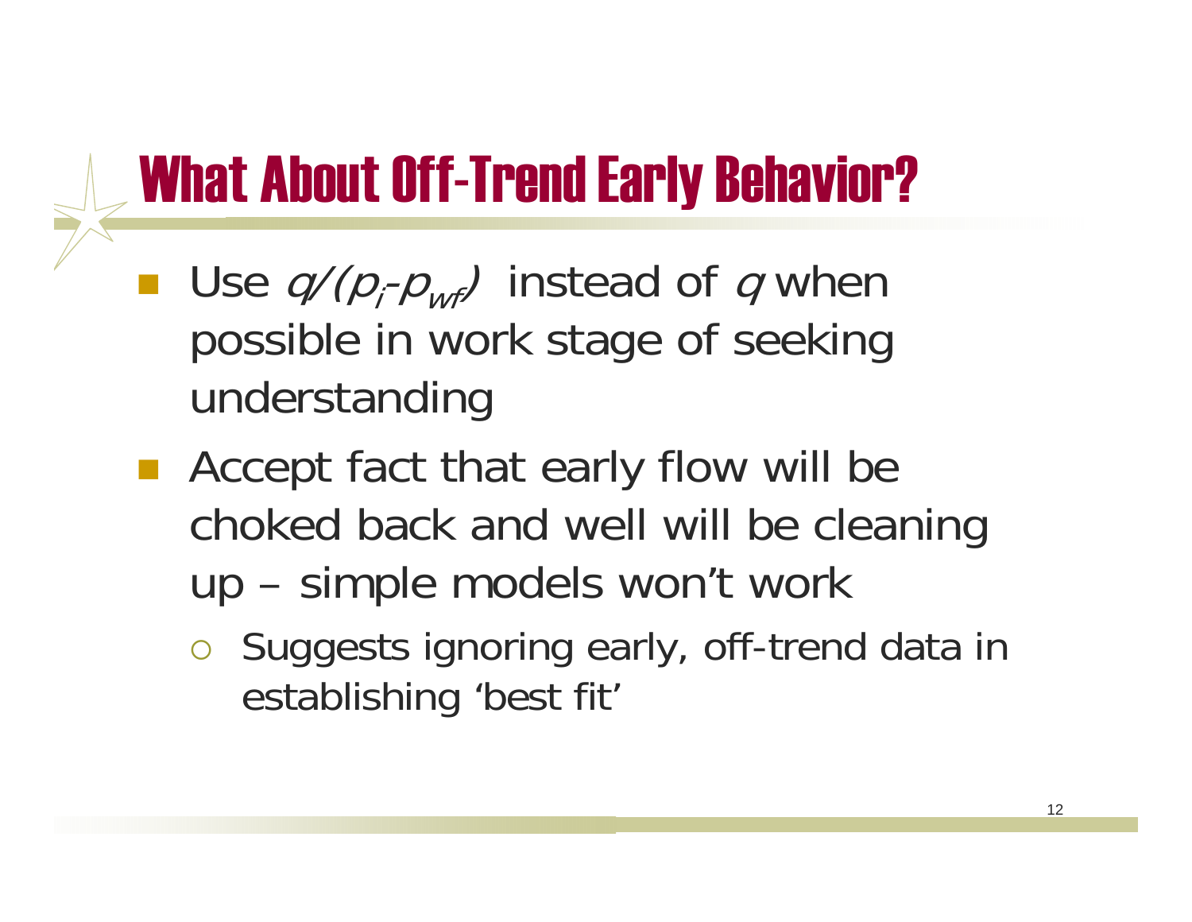# What About Off-Trend Early Behavior?

- Use $q/(p_i - p_{wf})$ instead of $q$ when possible in work stage of seeking understanding
- Accept fact that early flow will be choked back and well will be cleaning up – simple models won't work
  - Suggests ignoring early, off-trend data in establishing 'best fit'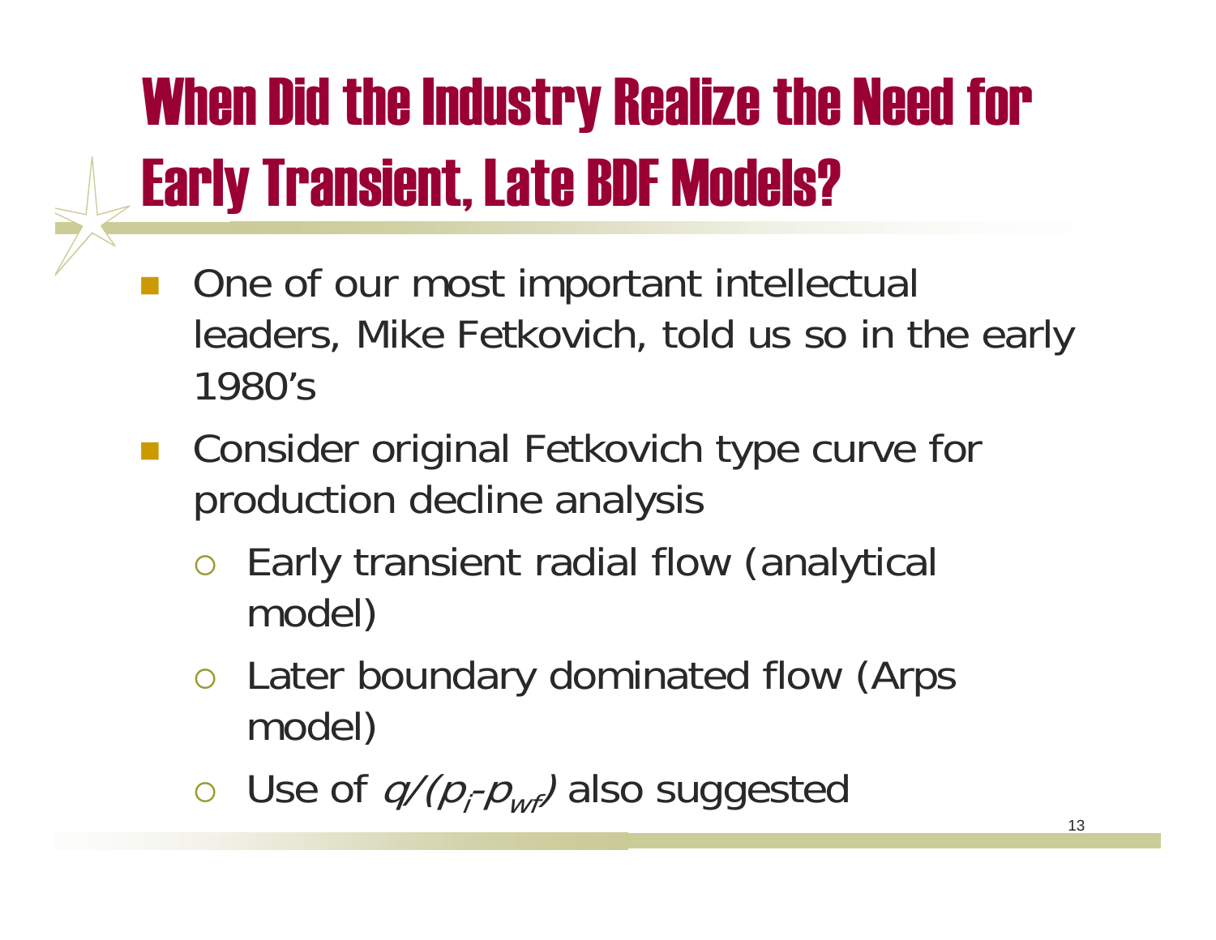# When Did the Industry Realize the Need for Early Transient, Late BDF Models?

- One of our most important intellectual leaders, Mike Fetkovich, told us so in the early 1980's
- Consider original Fetkovich type curve for production decline analysis
  - Early transient radial flow (analytical model)
  - Later boundary dominated flow (Arps model)
  - Use of $q/(p_i-p_{wf})$ also suggested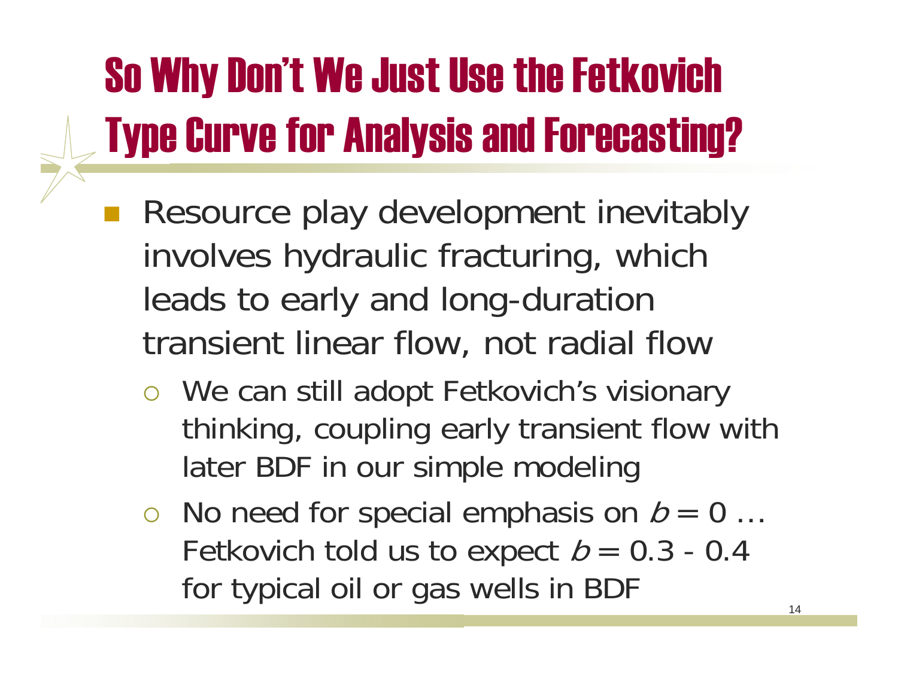# So Why Don't We Just Use the Fetkovich Type Curve for Analysis and Forecasting?

- Resource play development inevitably involves hydraulic fracturing, which leads to early and long-duration transient linear flow, not radial flow
  - We can still adopt Fetkovich's visionary thinking, coupling early transient flow with later BDF in our simple modeling
  - No need for special emphasis on $b = 0$ … Fetkovich told us to expect $b = 0.3 - 0.4$ for typical oil or gas wells in BDF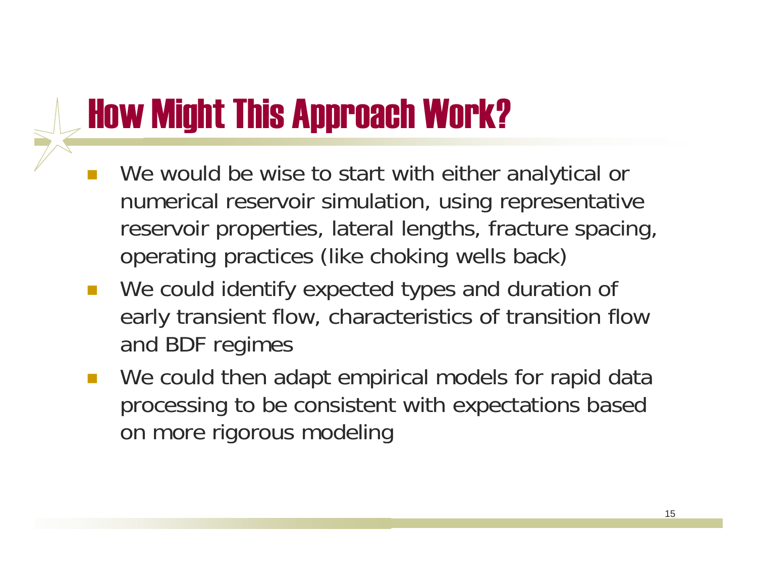# How Might This Approach Work?

- We would be wise to start with either analytical or numerical reservoir simulation, using representative reservoir properties, lateral lengths, fracture spacing, operating practices (like choking wells back)
- We could identify expected types and duration of early transient flow, characteristics of transition flow and BDF regimes
- We could then adapt empirical models for rapid data processing to be consistent with expectations based on more rigorous modeling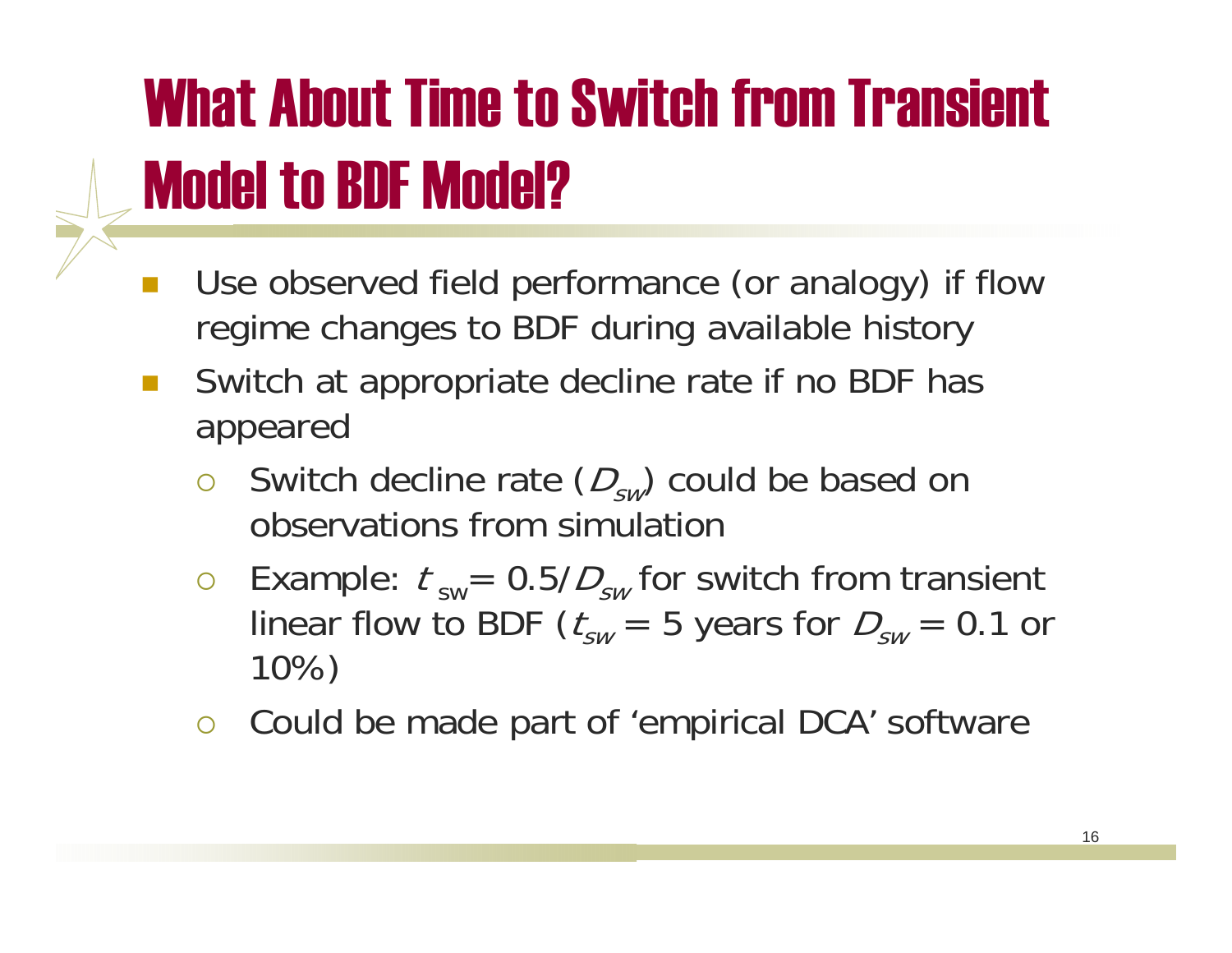# What About Time to Switch from Transient Model to BDF Model?

- Use observed field performance (or analogy) if flow regime changes to BDF during available history
- Switch at appropriate decline rate if no BDF has appeared
  - Switch decline rate ($D_{sw}$) could be based on observations from simulation
  - Example: $t_{sw} = 0.5/D_{sw}$ for switch from transient linear flow to BDF ($t_{sw}$ = 5 years for $D_{sw}$ = 0.1 or 10%)
  - Could be made part of 'empirical DCA' software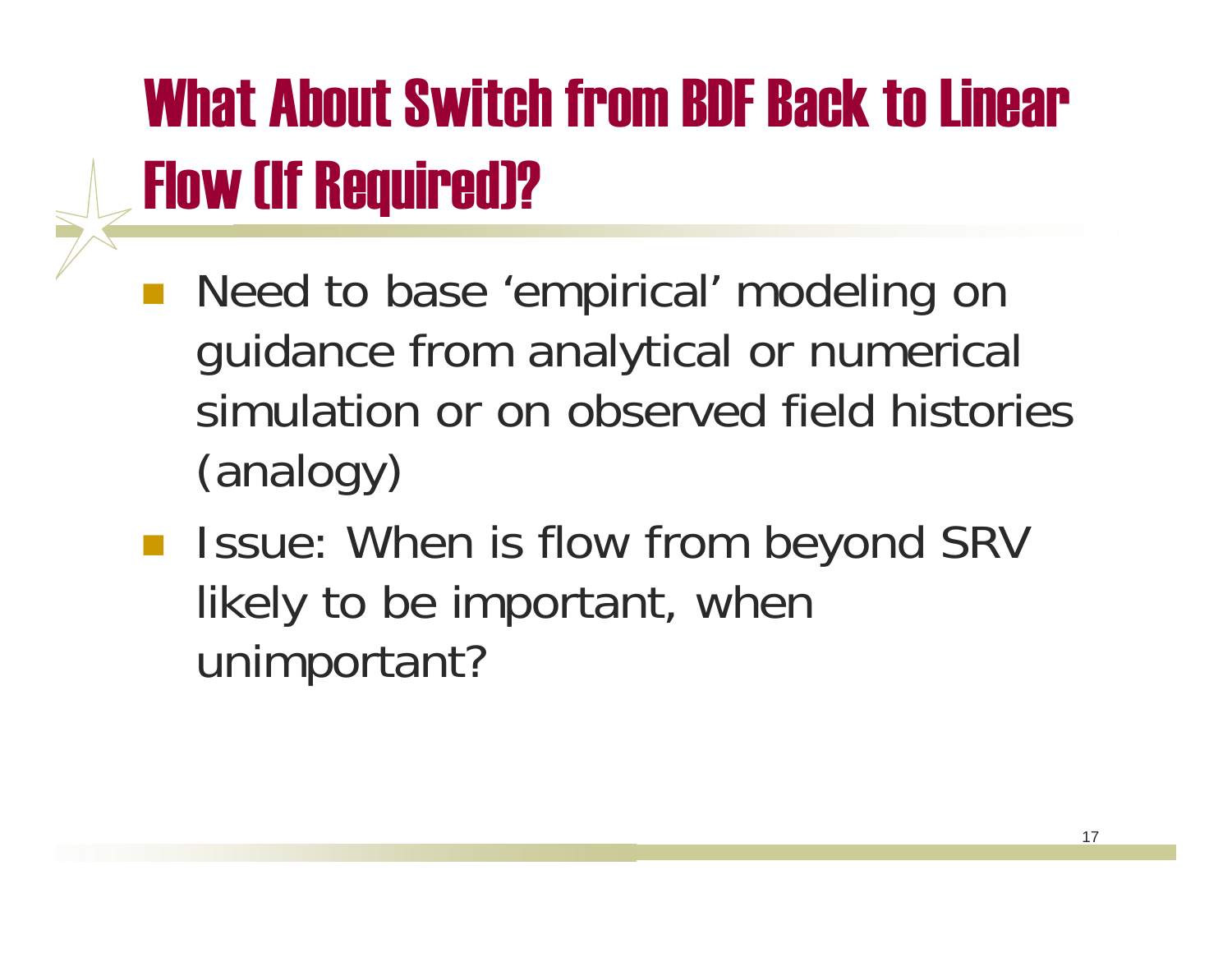# What About Switch from BDF Back to Linear Flow (If Required)?

- Need to base ‘empirical’ modeling on guidance from analytical or numerical simulation or on observed field histories (analogy)
- Issue: When is flow from beyond SRV likely to be important, when unimportant?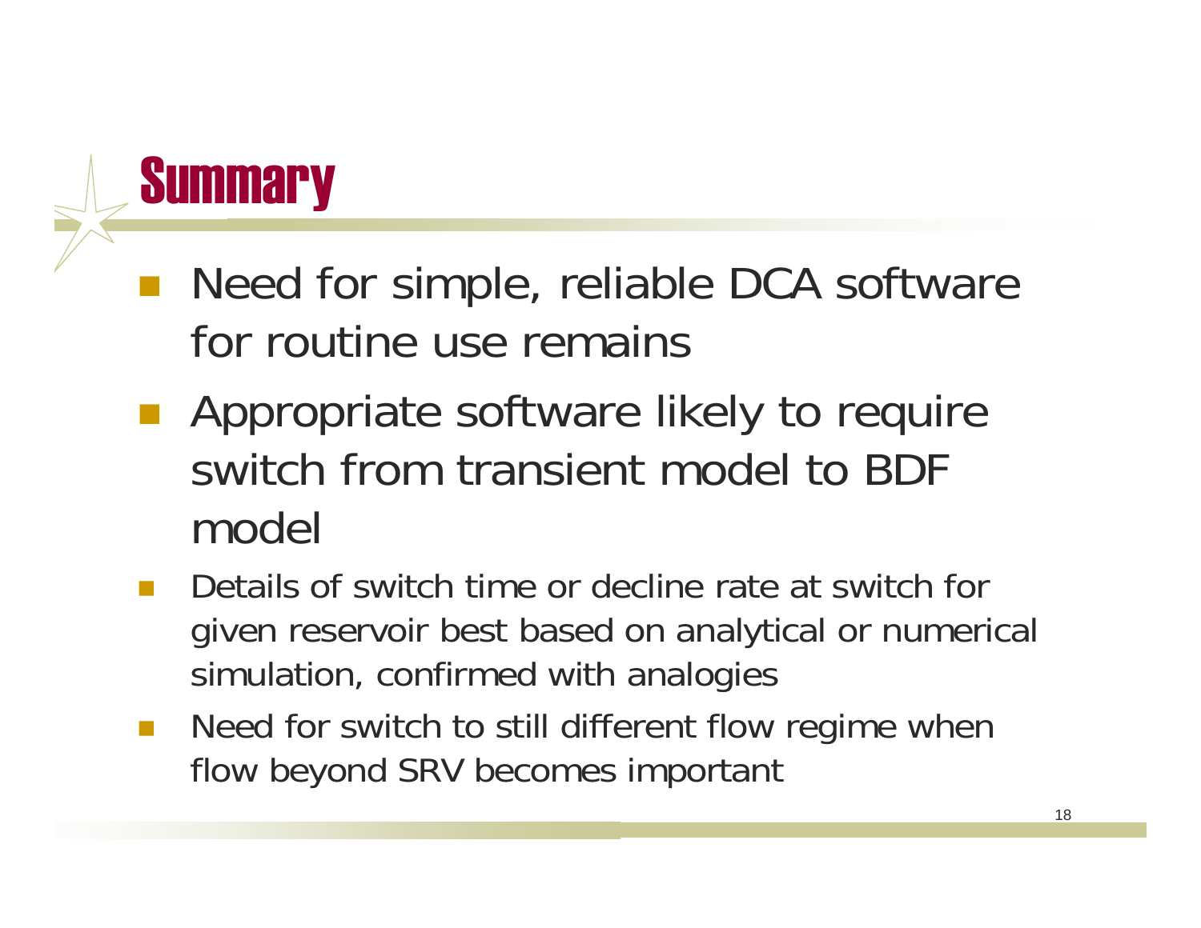# Summary

- Need for simple, reliable DCA software for routine use remains
- Appropriate software likely to require switch from transient model to BDF model
  - Details of switch time or decline rate at switch for given reservoir best based on analytical or numerical simulation, confirmed with analogies
  - Need for switch to still different flow regime when flow beyond SRV becomes important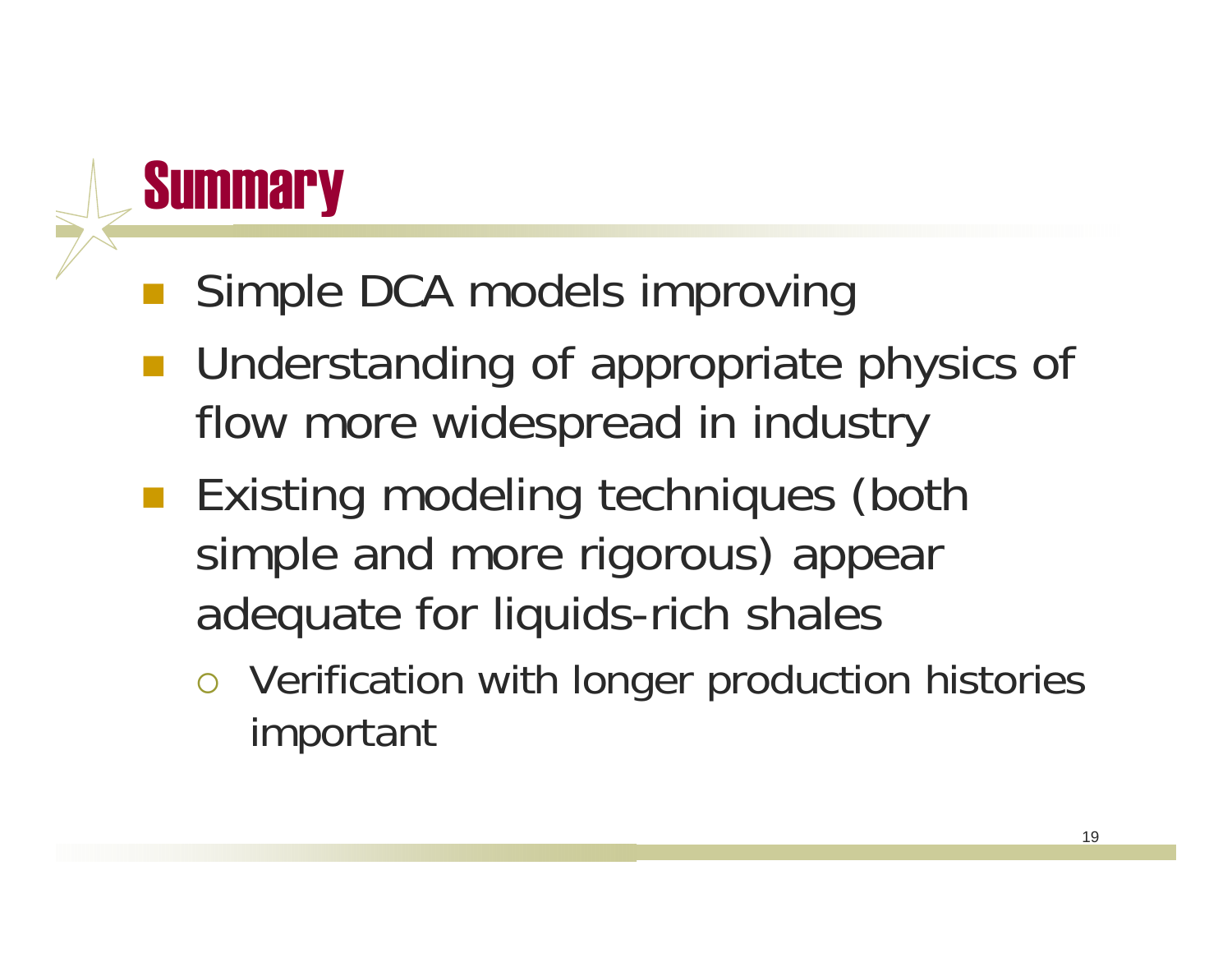# Summary

- Simple DCA models improving
- Understanding of appropriate physics of flow more widespread in industry
- Existing modeling techniques (both simple and more rigorous) appear adequate for liquids-rich shales
  - Verification with longer production histories important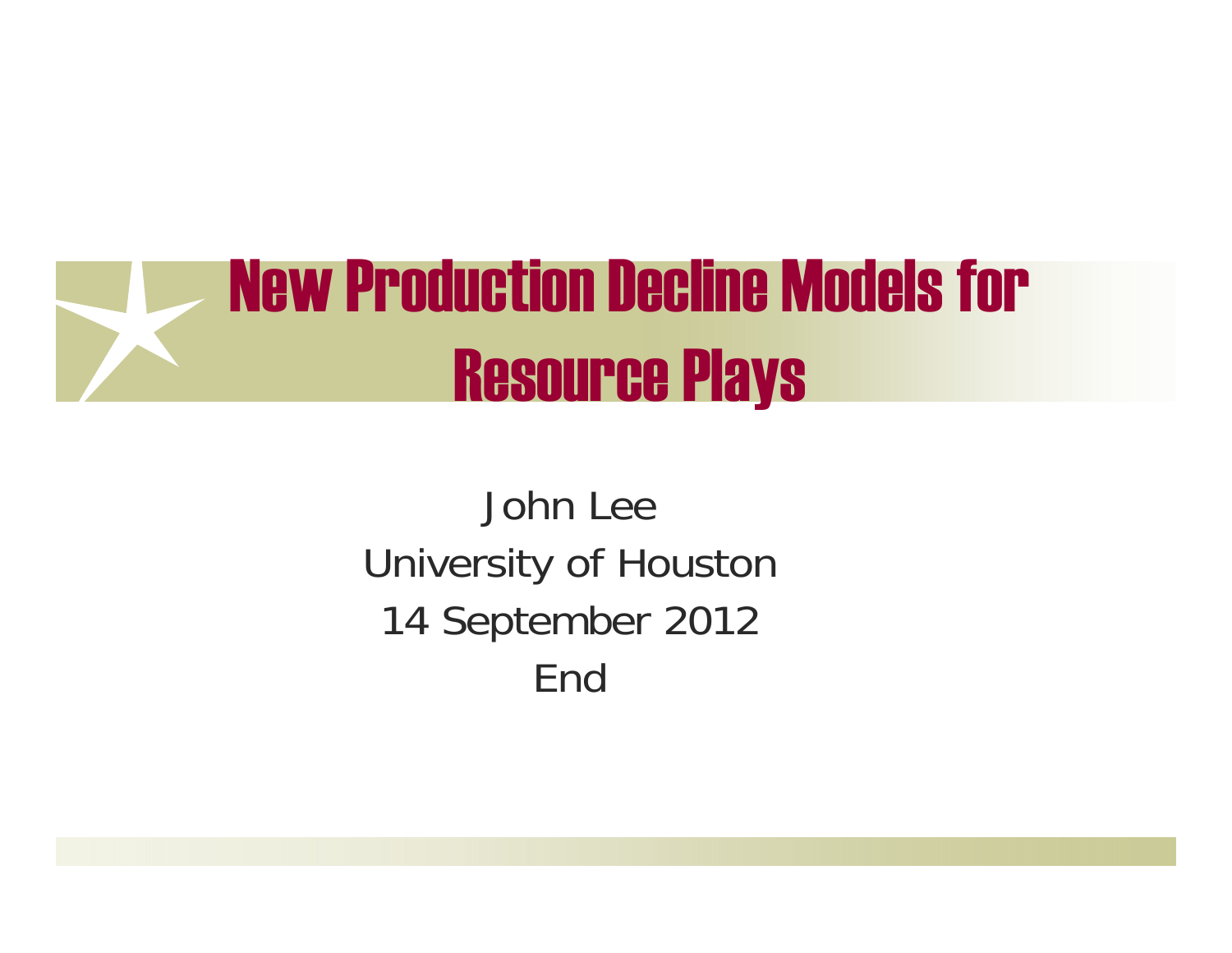# New Production Decline Models for Resource Plays

John Lee

University of Houston

14 September 2012

End